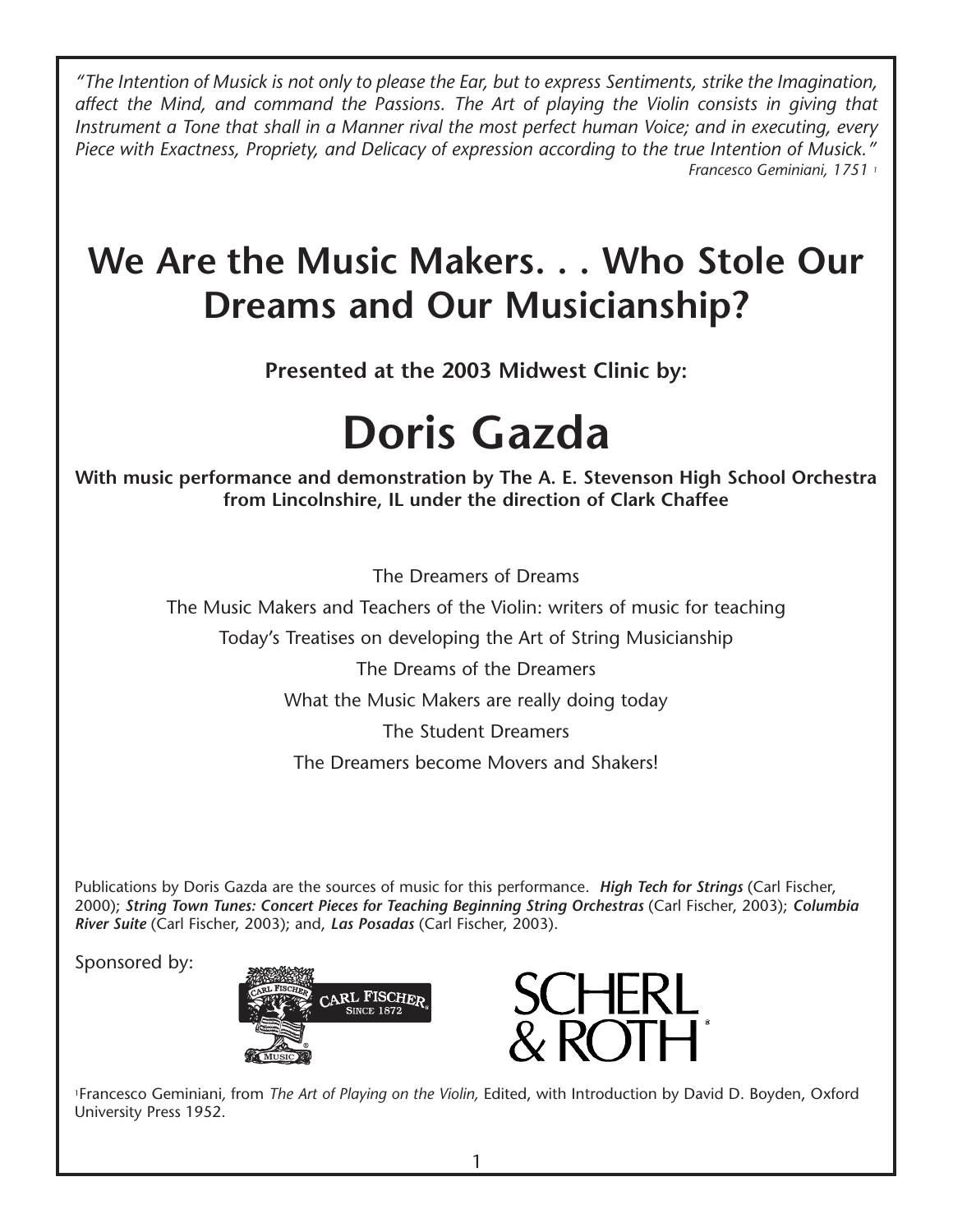*"The Intention of Musick is not only to please the Ear, but to express Sentiments, strike the Imagination, affect the Mind, and command the Passions. The Art of playing the Violin consists in giving that Instrument a Tone that shall in a Manner rival the most perfect human Voice; and in executing, every Piece with Exactness, Propriety, and Delicacy of expression according to the true Intention of Musick."*

*Francesco Geminiani, 1751* [1]

# We Are the Music Makers. . . Who Stole Our Dreams and Our Musicianship?

**Presented at the 2003 Midwest Clinic by:**

# Doris Gazda

**With music performance and demonstration by The A. E. Stevenson High School Orchestra from Lincolnshire, IL under the direction of Clark Chaffee**

The Dreamers of Dreams

The Music Makers and Teachers of the Violin: writers of music for teaching

Today's Treatises on developing the Art of String Musicianship

The Dreams of the Dreamers

What the Music Makers are really doing today

The Student Dreamers

The Dreamers become Movers and Shakers!

Publications by Doris Gazda are the sources of music for this performance. ***High Tech for Strings*** (Carl Fischer, 2000); ***String Town Tunes: Concert Pieces for Teaching Beginning String Orchestras*** (Carl Fischer, 2003); ***Columbia River Suite*** (Carl Fischer, 2003); and, ***Las Posadas*** (Carl Fischer, 2003).

Sponsored by:

CARL FISCHER MUSIC SINCE 1872

SCHERL & ROTH

[1] Francesco Geminiani, from *The Art of Playing on the Violin,* Edited, with Introduction by David D. Boyden, Oxford University Press 1952.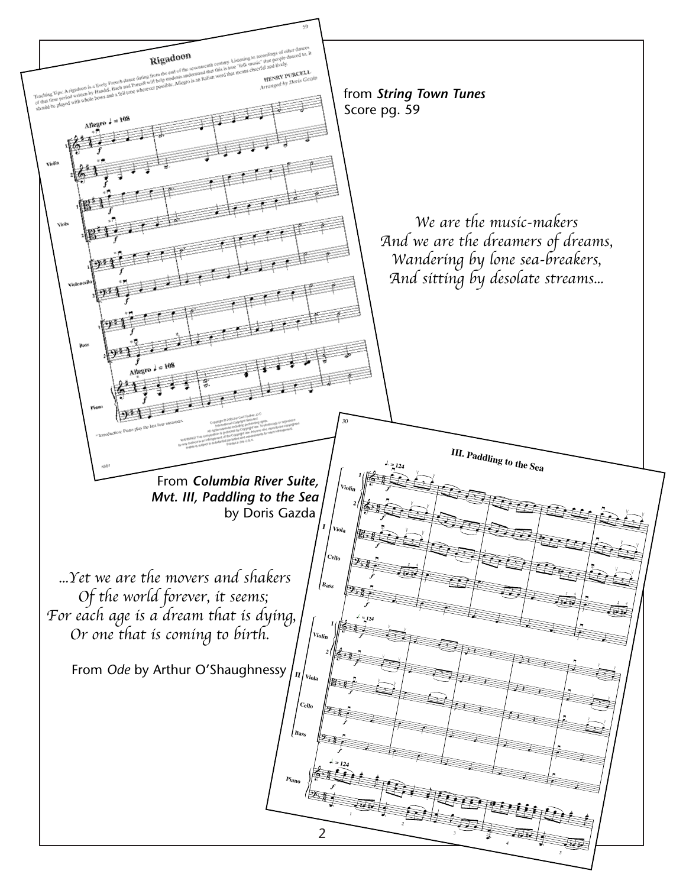from ***String Town Tunes***
Score pg. 59

*We are the music-makers*
*And we are the dreamers of dreams,*
*Wandering by lone sea-breakers,*
*And sitting by desolate streams...*

From ***Columbia River Suite, Mvt. III, Paddling to the Sea***
by Doris Gazda

*...Yet we are the movers and shakers*
*Of the world forever, it seems;*
*For each age is a dream that is dying,*
*Or one that is coming to birth.*

From *Ode* by Arthur O'Shaughnessy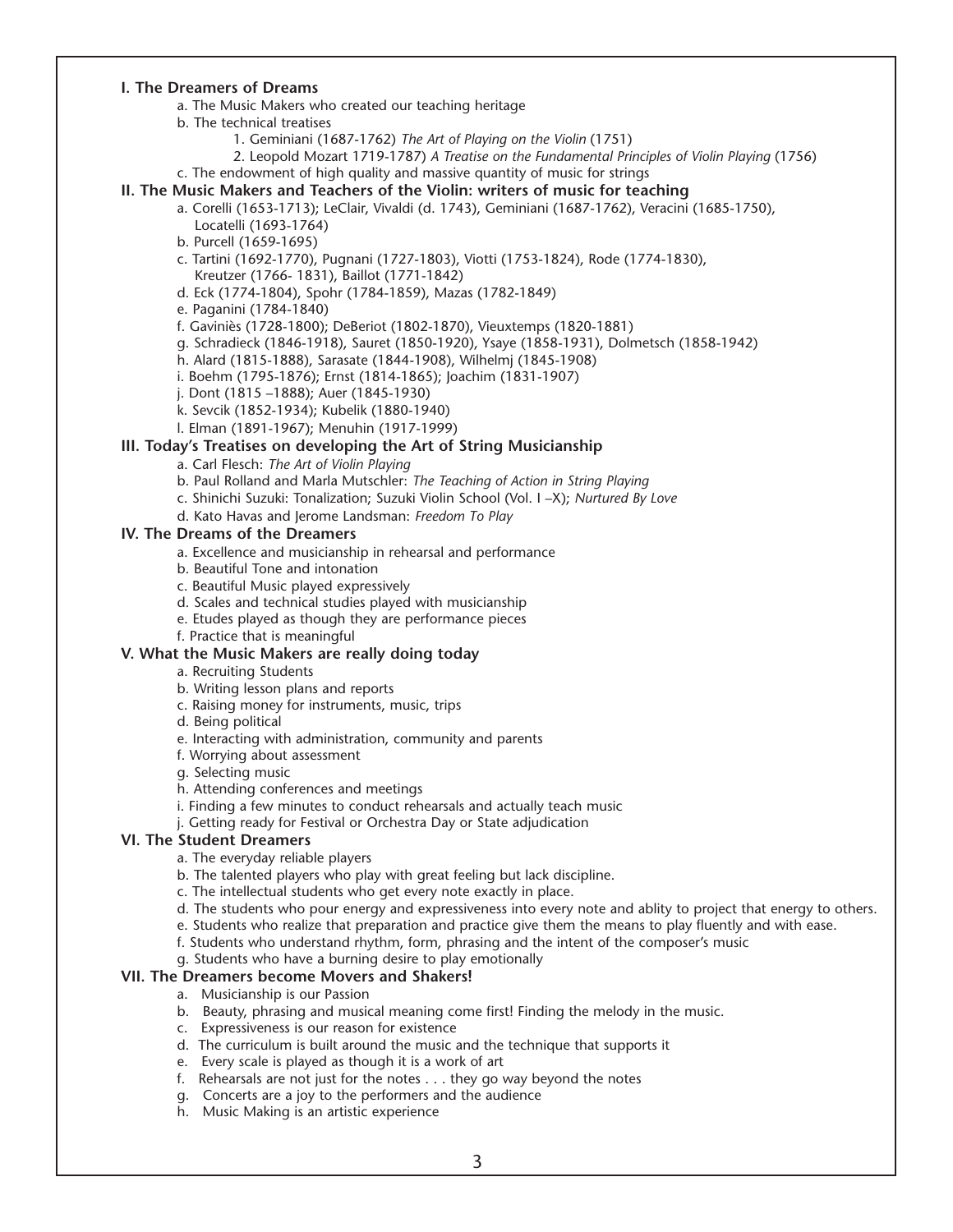## I. The Dreamers of Dreams

a. The Music Makers who created our teaching heritage

b. The technical treatises

1. Geminiani (1687-1762) *The Art of Playing on the Violin* (1751)
2. Leopold Mozart 1719-1787) *A Treatise on the Fundamental Principles of Violin Playing* (1756)

c. The endowment of high quality and massive quantity of music for strings

## II. The Music Makers and Teachers of the Violin: writers of music for teaching

a. Corelli (1653-1713); LeClair, Vivaldi (d. 1743), Geminiani (1687-1762), Veracini (1685-1750), Locatelli (1693-1764)

b. Purcell (1659-1695)

c. Tartini (1692-1770), Pugnani (1727-1803), Viotti (1753-1824), Rode (1774-1830), Kreutzer (1766- 1831), Baillot (1771-1842)

d. Eck (1774-1804), Spohr (1784-1859), Mazas (1782-1849)

e. Paganini (1784-1840)

f. Gaviniès (1728-1800); DeBeriot (1802-1870), Vieuxtemps (1820-1881)

g. Schradieck (1846-1918), Sauret (1850-1920), Ysaye (1858-1931), Dolmetsch (1858-1942)

h. Alard (1815-1888), Sarasate (1844-1908), Wilhelmj (1845-1908)

i. Boehm (1795-1876); Ernst (1814-1865); Joachim (1831-1907)

j. Dont (1815 –1888); Auer (1845-1930)

k. Sevcik (1852-1934); Kubelik (1880-1940)

l. Elman (1891-1967); Menuhin (1917-1999)

## III. Today's Treatises on developing the Art of String Musicianship

a. Carl Flesch: *The Art of Violin Playing*

b. Paul Rolland and Marla Mutschler: *The Teaching of Action in String Playing*

c. Shinichi Suzuki: Tonalization; Suzuki Violin School (Vol. I –X); *Nurtured By Love*

d. Kato Havas and Jerome Landsman: *Freedom To Play*

## IV. The Dreams of the Dreamers

a. Excellence and musicianship in rehearsal and performance

b. Beautiful Tone and intonation

c. Beautiful Music played expressively

d. Scales and technical studies played with musicianship

e. Etudes played as though they are performance pieces

f. Practice that is meaningful

## V. What the Music Makers are really doing today

a. Recruiting Students

b. Writing lesson plans and reports

c. Raising money for instruments, music, trips

d. Being political

e. Interacting with administration, community and parents

f. Worrying about assessment

g. Selecting music

h. Attending conferences and meetings

i. Finding a few minutes to conduct rehearsals and actually teach music

j. Getting ready for Festival or Orchestra Day or State adjudication

## VI. The Student Dreamers

a. The everyday reliable players

b. The talented players who play with great feeling but lack discipline.

c. The intellectual students who get every note exactly in place.

d. The students who pour energy and expressiveness into every note and ablity to project that energy to others.

e. Students who realize that preparation and practice give them the means to play fluently and with ease.

f. Students who understand rhythm, form, phrasing and the intent of the composer's music

g. Students who have a burning desire to play emotionally

## VII. The Dreamers become Movers and Shakers!

a. Musicianship is our Passion

b. Beauty, phrasing and musical meaning come first! Finding the melody in the music.

c. Expressiveness is our reason for existence

d. The curriculum is built around the music and the technique that supports it

e. Every scale is played as though it is a work of art

f. Rehearsals are not just for the notes . . . they go way beyond the notes

g. Concerts are a joy to the performers and the audience

h. Music Making is an artistic experience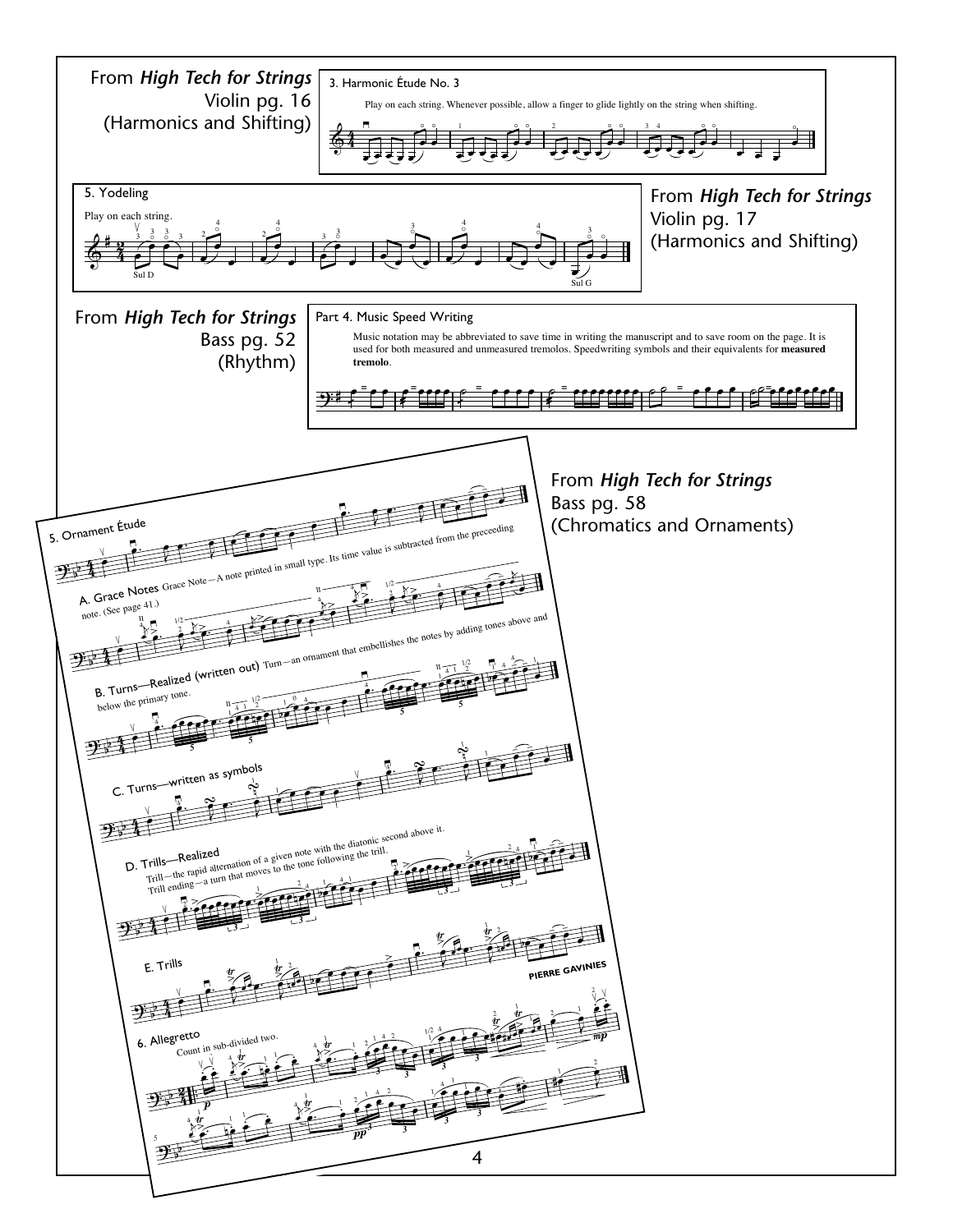From ***High Tech for Strings***
Violin pg. 16
(Harmonics and Shifting)

3. Harmonic Étude No. 3

Play on each string. Whenever possible, allow a finger to glide lightly on the string when shifting.

5. Yodeling

Play on each string.

Sul D

Sul G

From ***High Tech for Strings***
Violin pg. 17
(Harmonics and Shifting)

From ***High Tech for Strings***
Bass pg. 52
(Rhythm)

Part 4. Music Speed Writing

Music notation may be abbreviated to save time in writing the manuscript and to save room on the page. It is used for both measured and unmeasured tremolos. Speedwriting symbols and their equivalents for **measured tremolo**.

From ***High Tech for Strings***
Bass pg. 58
(Chromatics and Ornaments)

5. Ornament Étude

A. Grace Notes Grace Note—A note printed in small type. Its time value is subtracted from the preceeding note. (See page 41.)

B. Turns—Realized (written out) Turn—an ornament that embellishes the notes by adding tones above and below the primary tone.

C. Turns—written as symbols

D. Trills—Realized
Trill—the rapid alternation of a given note with the diatonic second above it.
Trill ending—a turn that moves to the tone following the trill.

E. Trills

6. Allegretto

Count in sub-divided two.

PIERRE GAVINIES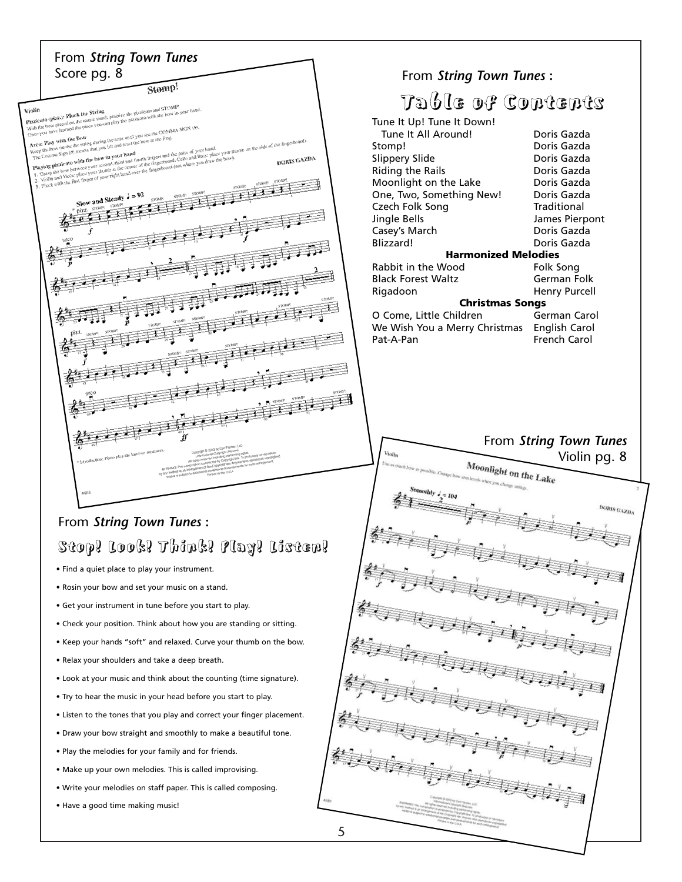From *String Town Tunes*
Score pg. 8

From *String Town Tunes* :

## Table of Contents

| | |
|---|---|
| Tune It Up! Tune It Down! Tune It All Around! | Doris Gazda |
| Stomp! | Doris Gazda |
| Slippery Slide | Doris Gazda |
| Riding the Rails | Doris Gazda |
| Moonlight on the Lake | Doris Gazda |
| One, Two, Something New! | Doris Gazda |
| Czech Folk Song | Traditional |
| Jingle Bells | James Pierpont |
| Casey's March | Doris Gazda |
| Blizzard! | Doris Gazda |
| **Harmonized Melodies** | |
| Rabbit in the Wood | Folk Song |
| Black Forest Waltz | German Folk |
| Rigadoon | Henry Purcell |
| **Christmas Songs** | |
| O Come, Little Children | German Carol |
| We Wish You a Merry Christmas | English Carol |
| Pat-A-Pan | French Carol |

From *String Town Tunes*
Violin pg. 8

From *String Town Tunes* :

## Stop! Look! Think! Play! Listen!

- Find a quiet place to play your instrument.
- Rosin your bow and set your music on a stand.
- Get your instrument in tune before you start to play.
- Check your position. Think about how you are standing or sitting.
- Keep your hands "soft" and relaxed. Curve your thumb on the bow.
- Relax your shoulders and take a deep breath.
- Look at your music and think about the counting (time signature).
- Try to hear the music in your head before you start to play.
- Listen to the tones that you play and correct your finger placement.
- Draw your bow straight and smoothly to make a beautiful tone.
- Play the melodies for your family and for friends.
- Make up your own melodies. This is called improvising.
- Write your melodies on staff paper. This is called composing.
- Have a good time making music!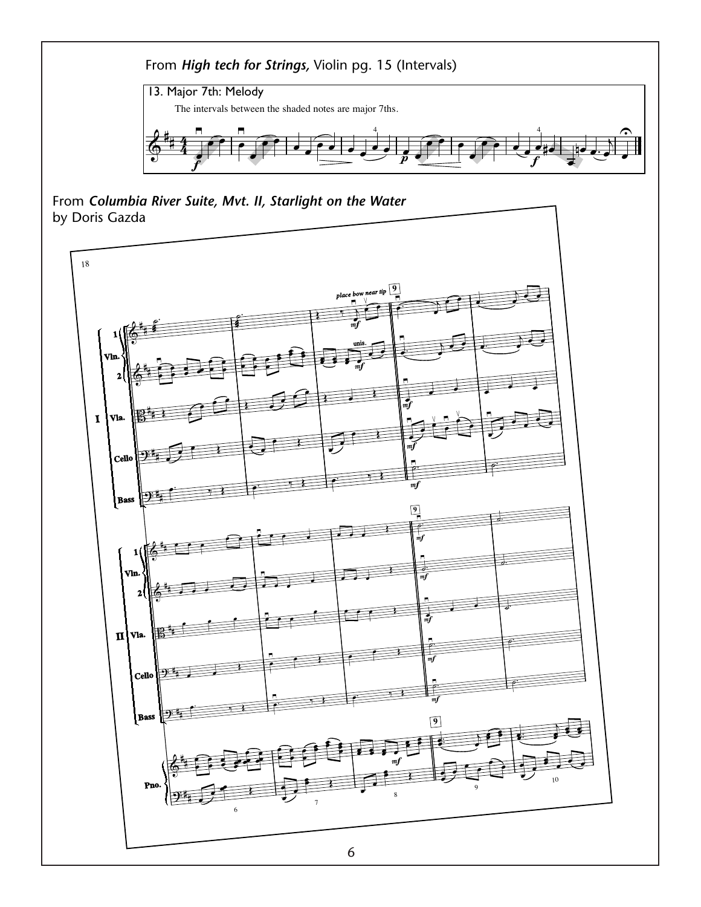From ***High tech for Strings,*** Violin pg. 15 (Intervals)

13. Major 7th: Melody

The intervals between the shaded notes are major 7ths.

From ***Columbia River Suite, Mvt. II, Starlight on the Water***
by Doris Gazda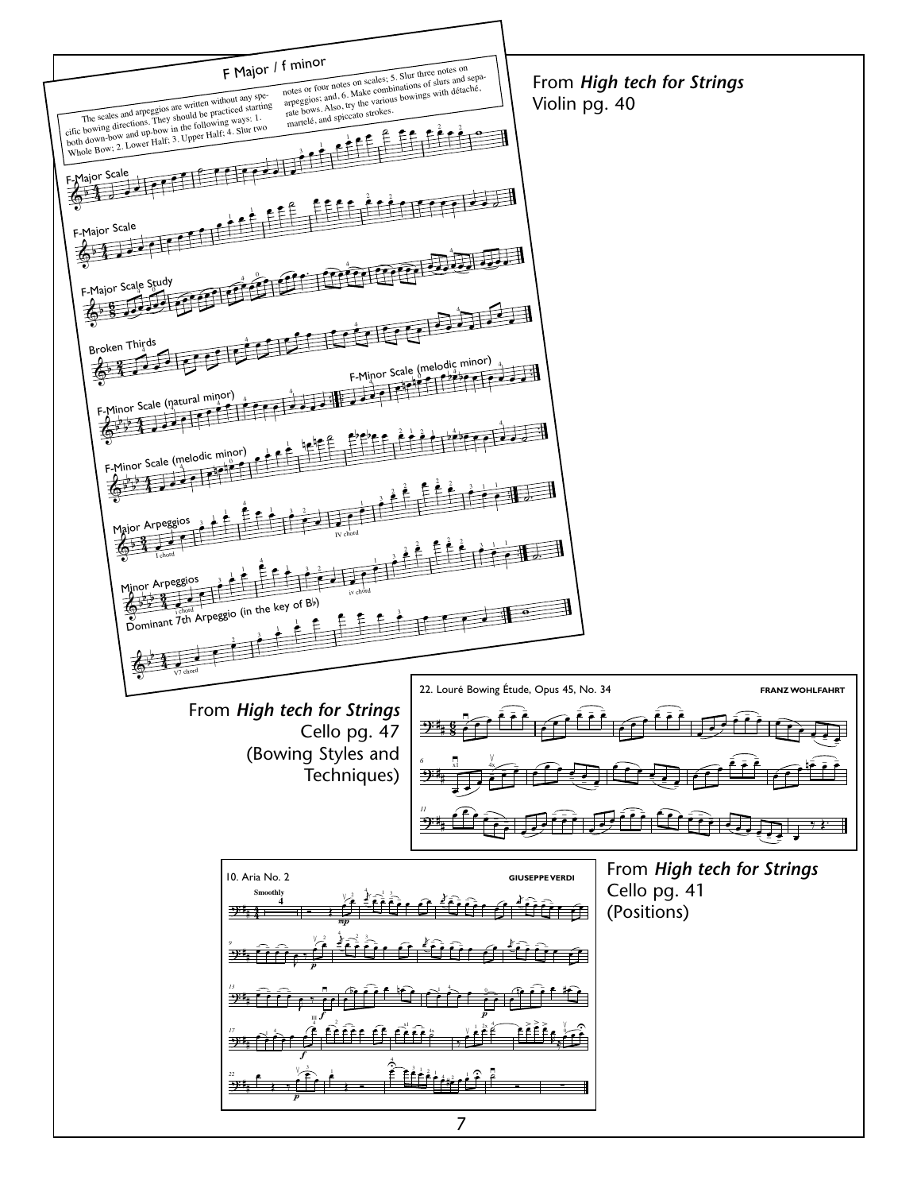## F Major / f minor

The scales and arpeggios are written without any specific bowing directions. They should be practiced starting both down-bow and up-bow in the following ways: 1. Whole Bow; 2. Lower Half; 3. Upper Half; 4. Slur two notes or four notes on scales; 5. Slur three notes on arpeggios; and, 6. Make combinations of slurs and separate bows. Also, try the various bowings with détaché, martelé, and spiccato strokes.

F-Major Scale

F-Major Scale

F-Major Scale Study

Broken Thirds

F-Minor Scale (natural minor)

F-Minor Scale (melodic minor)

F-Minor Scale (melodic minor)

Major Arpeggios

I chord

IV chord

Minor Arpeggios

i chord

iv chord

Dominant 7th Arpeggio (in the key of B♭)

V7 chord

From ***High tech for Strings***
Violin pg. 40

22. Louré Bowing Étude, Opus 45, No. 34 — **FRANZ WOHLFAHRT**

From ***High tech for Strings***
Cello pg. 47
(Bowing Styles and Techniques)

10. Aria No. 2 — **GIUSEPPE VERDI**

Smoothly

From ***High tech for Strings***
Cello pg. 41
(Positions)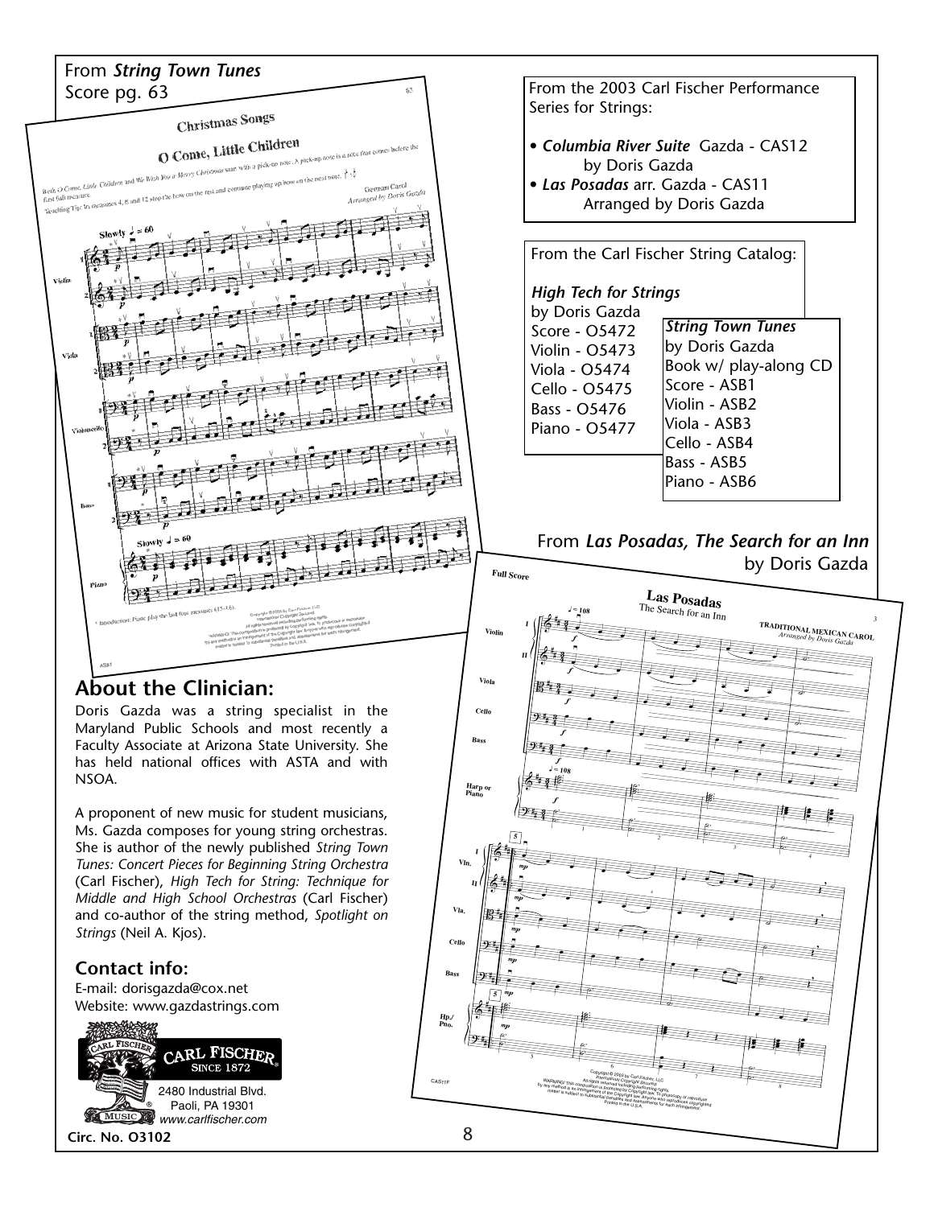From *String Town Tunes*
Score pg. 63

From the 2003 Carl Fischer Performance Series for Strings:

- ***Columbia River Suite*** Gazda - CAS12
  by Doris Gazda
- ***Las Posadas*** arr. Gazda - CAS11
  Arranged by Doris Gazda

From the Carl Fischer String Catalog:

***High Tech for Strings***
by Doris Gazda
Score - O5472
Violin - O5473
Viola - O5474
Cello - O5475
Bass - O5476
Piano - O5477

***String Town Tunes***
by Doris Gazda
Book w/ play-along CD
Score - ASB1
Violin - ASB2
Viola - ASB3
Cello - ASB4
Bass - ASB5
Piano - ASB6

From *Las Posadas, The Search for an Inn*
by Doris Gazda

## About the Clinician:

Doris Gazda was a string specialist in the Maryland Public Schools and most recently a Faculty Associate at Arizona State University. She has held national offices with ASTA and with NSOA.

A proponent of new music for student musicians, Ms. Gazda composes for young string orchestras. She is author of the newly published *String Town Tunes: Concert Pieces for Beginning String Orchestra* (Carl Fischer), *High Tech for String: Technique for Middle and High School Orchestras* (Carl Fischer) and co-author of the string method, *Spotlight on Strings* (Neil A. Kjos).

## Contact info:

E-mail: dorisgazda@cox.net
Website: www.gazdastrings.com

CARL FISCHER
SINCE 1872
2480 Industrial Blvd.
Paoli, PA 19301
www.carlfischer.com

**Circ. No. O3102**